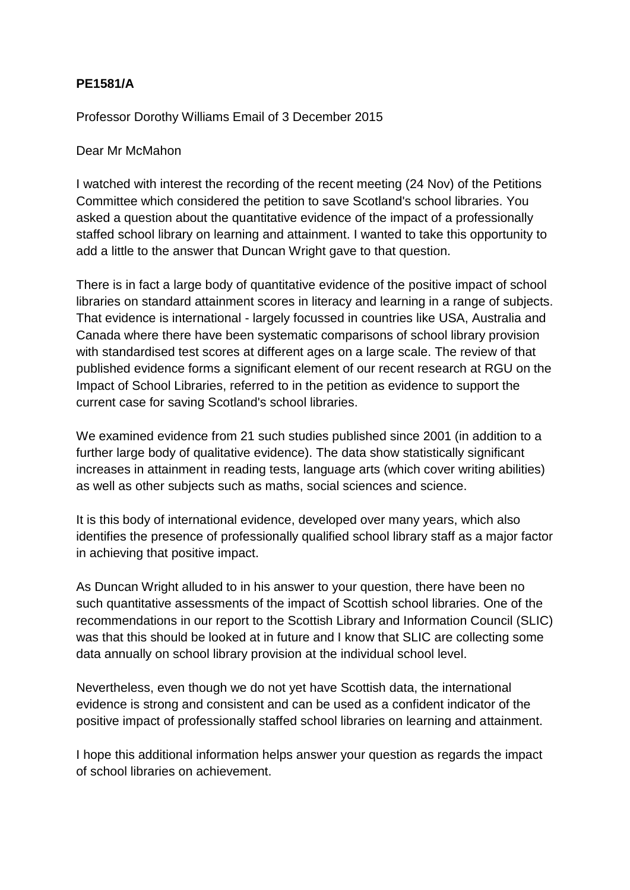**PE1581/A**

Professor Dorothy Williams Email of 3 December 2015

Dear Mr McMahon

I watched with interest the recording of the recent meeting (24 Nov) of the Petitions Committee which considered the petition to save Scotland's school libraries. You asked a question about the quantitative evidence of the impact of a professionally staffed school library on learning and attainment. I wanted to take this opportunity to add a little to the answer that Duncan Wright gave to that question.

There is in fact a large body of quantitative evidence of the positive impact of school libraries on standard attainment scores in literacy and learning in a range of subjects. That evidence is international - largely focussed in countries like USA, Australia and Canada where there have been systematic comparisons of school library provision with standardised test scores at different ages on a large scale. The review of that published evidence forms a significant element of our recent research at RGU on the Impact of School Libraries, referred to in the petition as evidence to support the current case for saving Scotland's school libraries.

We examined evidence from 21 such studies published since 2001 (in addition to a further large body of qualitative evidence). The data show statistically significant increases in attainment in reading tests, language arts (which cover writing abilities) as well as other subjects such as maths, social sciences and science.

It is this body of international evidence, developed over many years, which also identifies the presence of professionally qualified school library staff as a major factor in achieving that positive impact.

As Duncan Wright alluded to in his answer to your question, there have been no such quantitative assessments of the impact of Scottish school libraries. One of the recommendations in our report to the Scottish Library and Information Council (SLIC) was that this should be looked at in future and I know that SLIC are collecting some data annually on school library provision at the individual school level.

Nevertheless, even though we do not yet have Scottish data, the international evidence is strong and consistent and can be used as a confident indicator of the positive impact of professionally staffed school libraries on learning and attainment.

I hope this additional information helps answer your question as regards the impact of school libraries on achievement.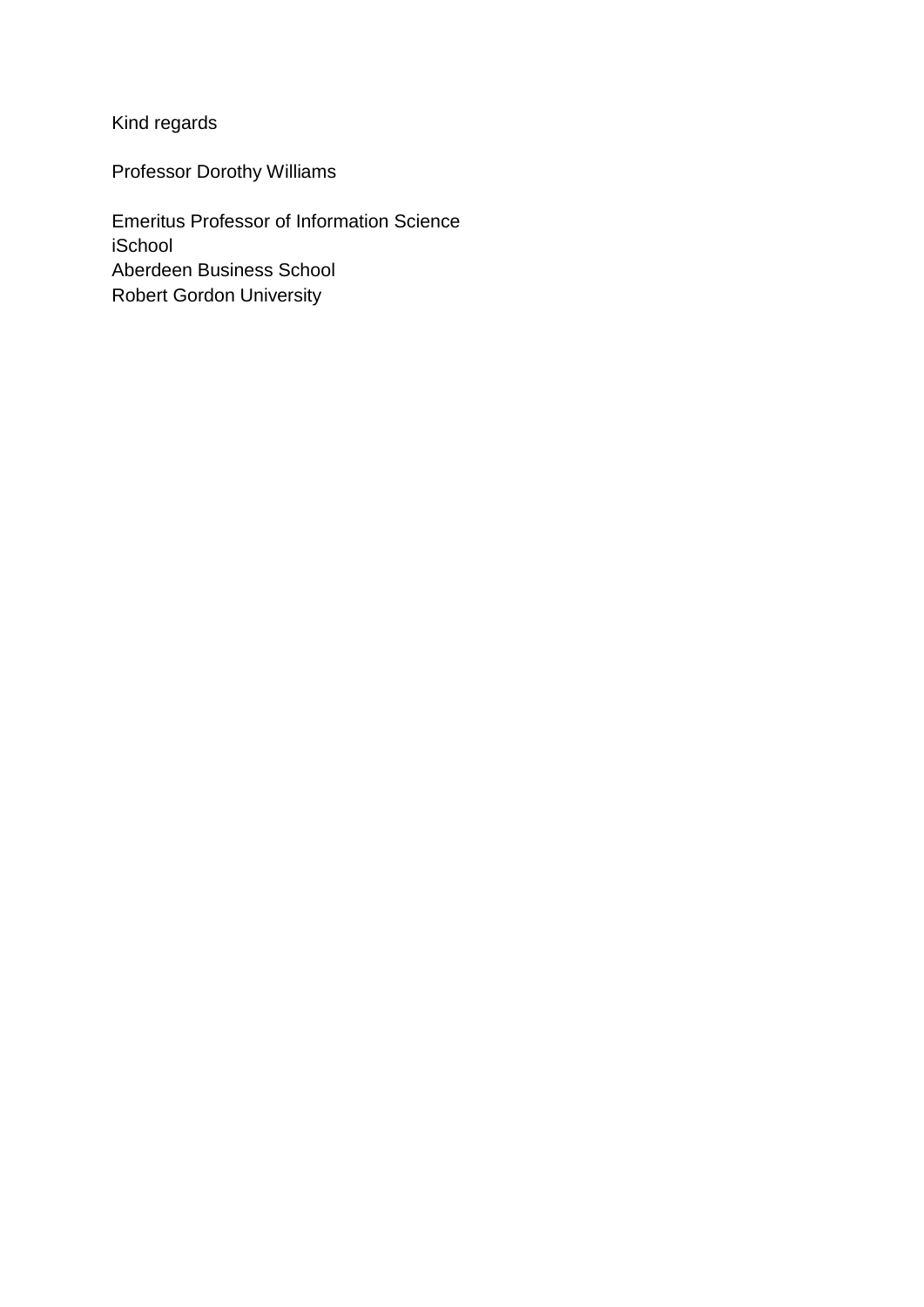Kind regards

Professor Dorothy Williams

Emeritus Professor of Information Science
iSchool
Aberdeen Business School
Robert Gordon University